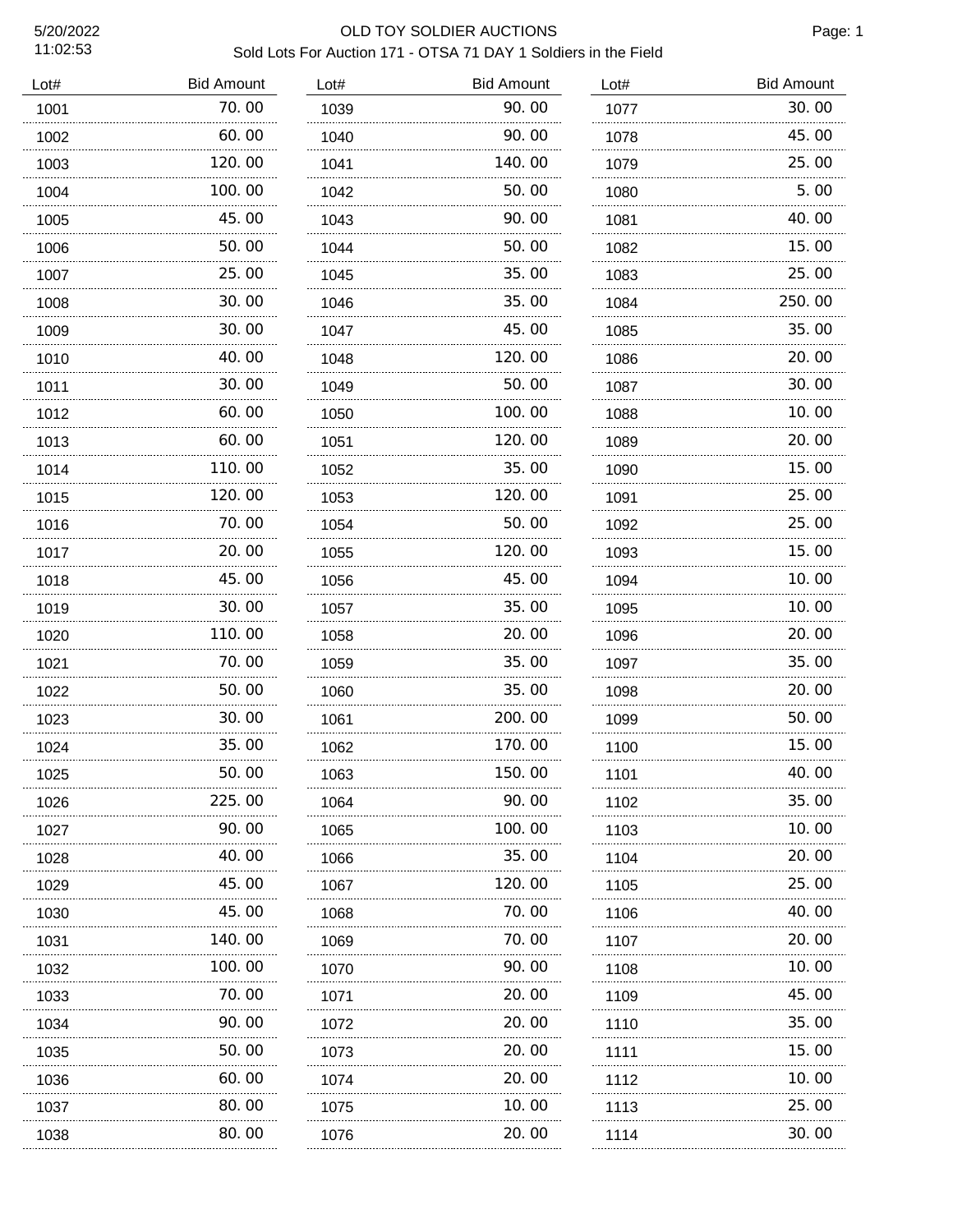# OLD TOY SOLDIER AUCTIONS

## Sold Lots For Auction 171 - OTSA 71 DAY 1 Soldiers in the Field

5/20/2022
11:02:53

| Lot# | Bid Amount |
|---|---|
| 1001 | 70.00 |
| 1002 | 60.00 |
| 1003 | 120.00 |
| 1004 | 100.00 |
| 1005 | 45.00 |
| 1006 | 50.00 |
| 1007 | 25.00 |
| 1008 | 30.00 |
| 1009 | 30.00 |
| 1010 | 40.00 |
| 1011 | 30.00 |
| 1012 | 60.00 |
| 1013 | 60.00 |
| 1014 | 110.00 |
| 1015 | 120.00 |
| 1016 | 70.00 |
| 1017 | 20.00 |
| 1018 | 45.00 |
| 1019 | 30.00 |
| 1020 | 110.00 |
| 1021 | 70.00 |
| 1022 | 50.00 |
| 1023 | 30.00 |
| 1024 | 35.00 |
| 1025 | 50.00 |
| 1026 | 225.00 |
| 1027 | 90.00 |
| 1028 | 40.00 |
| 1029 | 45.00 |
| 1030 | 45.00 |
| 1031 | 140.00 |
| 1032 | 100.00 |
| 1033 | 70.00 |
| 1034 | 90.00 |
| 1035 | 50.00 |
| 1036 | 60.00 |
| 1037 | 80.00 |
| 1038 | 80.00 |
| 1039 | 90.00 |
| 1040 | 90.00 |
| 1041 | 140.00 |
| 1042 | 50.00 |
| 1043 | 90.00 |
| 1044 | 50.00 |
| 1045 | 35.00 |
| 1046 | 35.00 |
| 1047 | 45.00 |
| 1048 | 120.00 |
| 1049 | 50.00 |
| 1050 | 100.00 |
| 1051 | 120.00 |
| 1052 | 35.00 |
| 1053 | 120.00 |
| 1054 | 50.00 |
| 1055 | 120.00 |
| 1056 | 45.00 |
| 1057 | 35.00 |
| 1058 | 20.00 |
| 1059 | 35.00 |
| 1060 | 35.00 |
| 1061 | 200.00 |
| 1062 | 170.00 |
| 1063 | 150.00 |
| 1064 | 90.00 |
| 1065 | 100.00 |
| 1066 | 35.00 |
| 1067 | 120.00 |
| 1068 | 70.00 |
| 1069 | 70.00 |
| 1070 | 90.00 |
| 1071 | 20.00 |
| 1072 | 20.00 |
| 1073 | 20.00 |
| 1074 | 20.00 |
| 1075 | 10.00 |
| 1076 | 20.00 |
| 1077 | 30.00 |
| 1078 | 45.00 |
| 1079 | 25.00 |
| 1080 | 5.00 |
| 1081 | 40.00 |
| 1082 | 15.00 |
| 1083 | 25.00 |
| 1084 | 250.00 |
| 1085 | 35.00 |
| 1086 | 20.00 |
| 1087 | 30.00 |
| 1088 | 10.00 |
| 1089 | 20.00 |
| 1090 | 15.00 |
| 1091 | 25.00 |
| 1092 | 25.00 |
| 1093 | 15.00 |
| 1094 | 10.00 |
| 1095 | 10.00 |
| 1096 | 20.00 |
| 1097 | 35.00 |
| 1098 | 20.00 |
| 1099 | 50.00 |
| 1100 | 15.00 |
| 1101 | 40.00 |
| 1102 | 35.00 |
| 1103 | 10.00 |
| 1104 | 20.00 |
| 1105 | 25.00 |
| 1106 | 40.00 |
| 1107 | 20.00 |
| 1108 | 10.00 |
| 1109 | 45.00 |
| 1110 | 35.00 |
| 1111 | 15.00 |
| 1112 | 10.00 |
| 1113 | 25.00 |
| 1114 | 30.00 |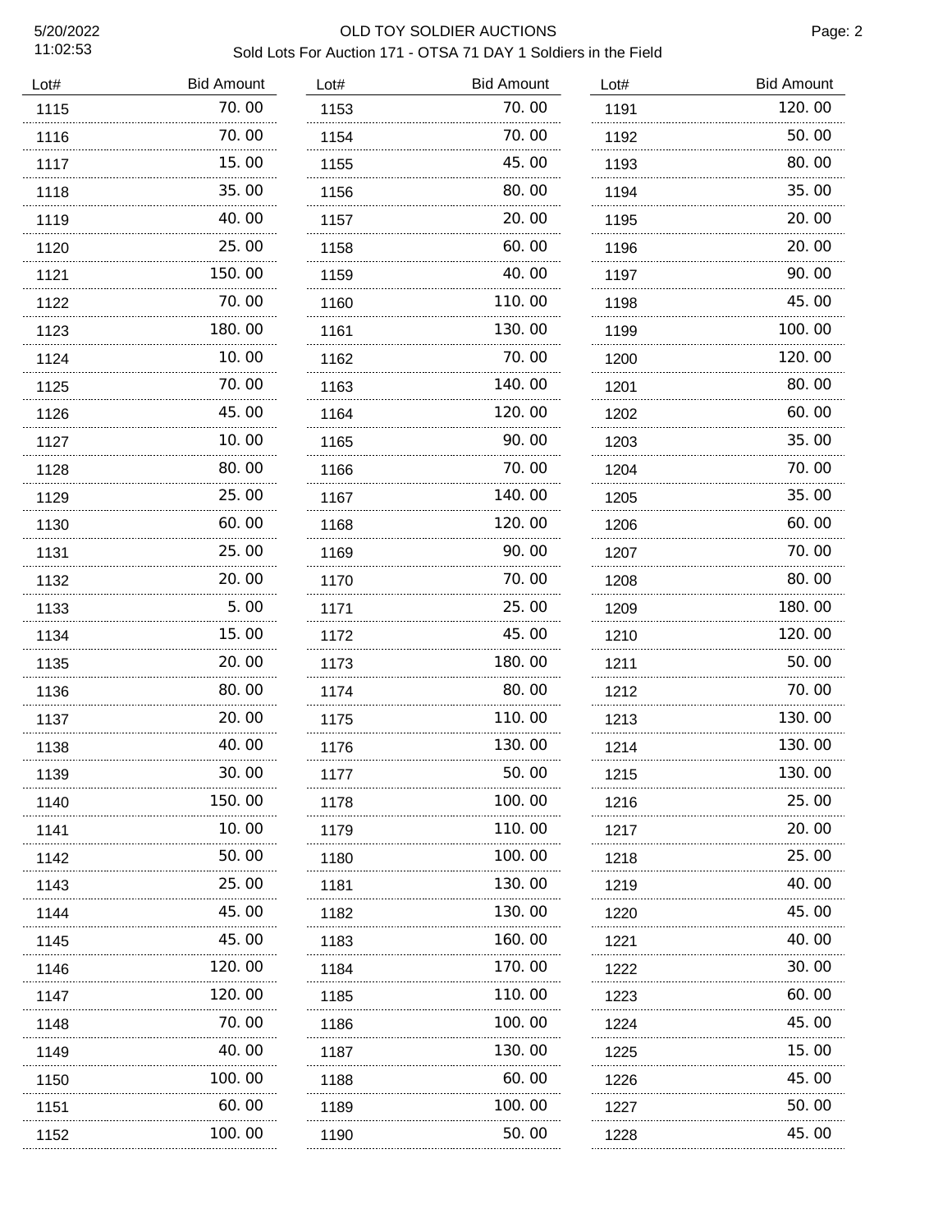| Lot# | Bid Amount |
|---|---|
| 1115 | 70.00 |
| 1116 | 70.00 |
| 1117 | 15.00 |
| 1118 | 35.00 |
| 1119 | 40.00 |
| 1120 | 25.00 |
| 1121 | 150.00 |
| 1122 | 70.00 |
| 1123 | 180.00 |
| 1124 | 10.00 |
| 1125 | 70.00 |
| 1126 | 45.00 |
| 1127 | 10.00 |
| 1128 | 80.00 |
| 1129 | 25.00 |
| 1130 | 60.00 |
| 1131 | 25.00 |
| 1132 | 20.00 |
| 1133 | 5.00 |
| 1134 | 15.00 |
| 1135 | 20.00 |
| 1136 | 80.00 |
| 1137 | 20.00 |
| 1138 | 40.00 |
| 1139 | 30.00 |
| 1140 | 150.00 |
| 1141 | 10.00 |
| 1142 | 50.00 |
| 1143 | 25.00 |
| 1144 | 45.00 |
| 1145 | 45.00 |
| 1146 | 120.00 |
| 1147 | 120.00 |
| 1148 | 70.00 |
| 1149 | 40.00 |
| 1150 | 100.00 |
| 1151 | 60.00 |
| 1152 | 100.00 |
| 1153 | 70.00 |
| 1154 | 70.00 |
| 1155 | 45.00 |
| 1156 | 80.00 |
| 1157 | 20.00 |
| 1158 | 60.00 |
| 1159 | 40.00 |
| 1160 | 110.00 |
| 1161 | 130.00 |
| 1162 | 70.00 |
| 1163 | 140.00 |
| 1164 | 120.00 |
| 1165 | 90.00 |
| 1166 | 70.00 |
| 1167 | 140.00 |
| 1168 | 120.00 |
| 1169 | 90.00 |
| 1170 | 70.00 |
| 1171 | 25.00 |
| 1172 | 45.00 |
| 1173 | 180.00 |
| 1174 | 80.00 |
| 1175 | 110.00 |
| 1176 | 130.00 |
| 1177 | 50.00 |
| 1178 | 100.00 |
| 1179 | 110.00 |
| 1180 | 100.00 |
| 1181 | 130.00 |
| 1182 | 130.00 |
| 1183 | 160.00 |
| 1184 | 170.00 |
| 1185 | 110.00 |
| 1186 | 100.00 |
| 1187 | 130.00 |
| 1188 | 60.00 |
| 1189 | 100.00 |
| 1190 | 50.00 |
| 1191 | 120.00 |
| 1192 | 50.00 |
| 1193 | 80.00 |
| 1194 | 35.00 |
| 1195 | 20.00 |
| 1196 | 20.00 |
| 1197 | 90.00 |
| 1198 | 45.00 |
| 1199 | 100.00 |
| 1200 | 120.00 |
| 1201 | 80.00 |
| 1202 | 60.00 |
| 1203 | 35.00 |
| 1204 | 70.00 |
| 1205 | 35.00 |
| 1206 | 60.00 |
| 1207 | 70.00 |
| 1208 | 80.00 |
| 1209 | 180.00 |
| 1210 | 120.00 |
| 1211 | 50.00 |
| 1212 | 70.00 |
| 1213 | 130.00 |
| 1214 | 130.00 |
| 1215 | 130.00 |
| 1216 | 25.00 |
| 1217 | 20.00 |
| 1218 | 25.00 |
| 1219 | 40.00 |
| 1220 | 45.00 |
| 1221 | 40.00 |
| 1222 | 30.00 |
| 1223 | 60.00 |
| 1224 | 45.00 |
| 1225 | 15.00 |
| 1226 | 45.00 |
| 1227 | 50.00 |
| 1228 | 45.00 |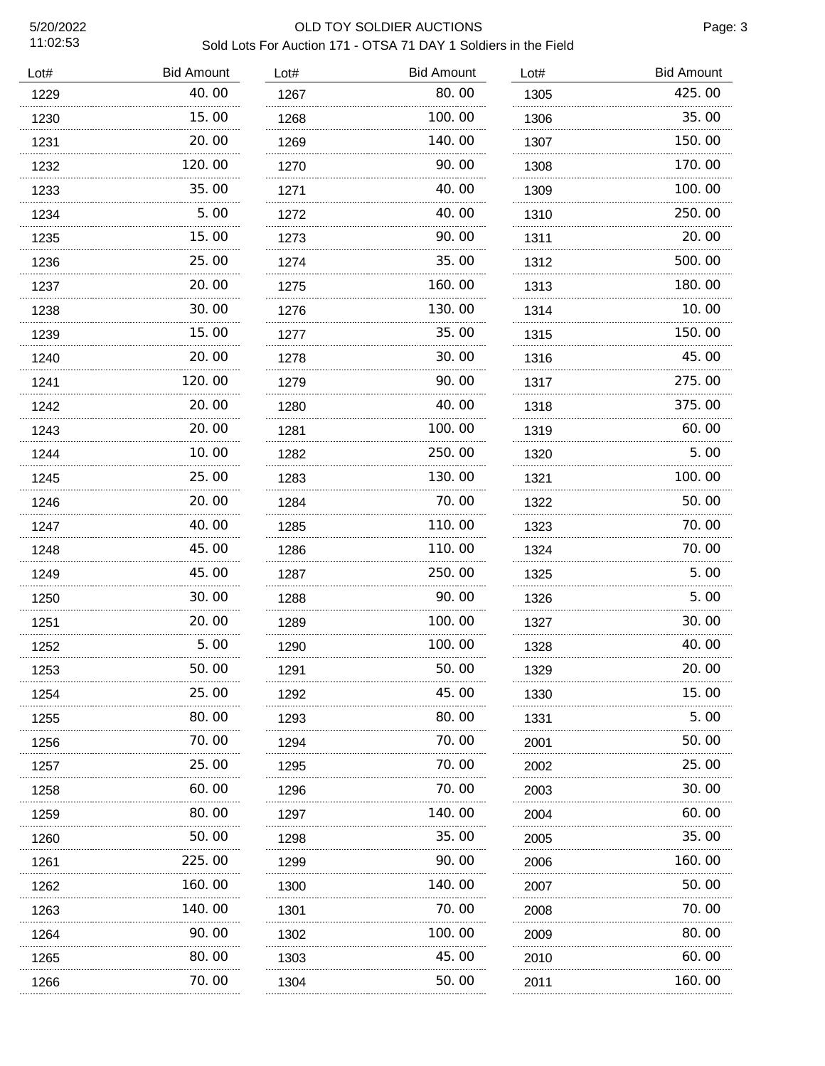# OLD TOY SOLDIER AUCTIONS

Sold Lots For Auction 171 - OTSA 71 DAY 1 Soldiers in the Field

5/20/2022
11:02:53

| Lot# | Bid Amount |
|---|---|
| 1229 | 40.00 |
| 1230 | 15.00 |
| 1231 | 20.00 |
| 1232 | 120.00 |
| 1233 | 35.00 |
| 1234 | 5.00 |
| 1235 | 15.00 |
| 1236 | 25.00 |
| 1237 | 20.00 |
| 1238 | 30.00 |
| 1239 | 15.00 |
| 1240 | 20.00 |
| 1241 | 120.00 |
| 1242 | 20.00 |
| 1243 | 20.00 |
| 1244 | 10.00 |
| 1245 | 25.00 |
| 1246 | 20.00 |
| 1247 | 40.00 |
| 1248 | 45.00 |
| 1249 | 45.00 |
| 1250 | 30.00 |
| 1251 | 20.00 |
| 1252 | 5.00 |
| 1253 | 50.00 |
| 1254 | 25.00 |
| 1255 | 80.00 |
| 1256 | 70.00 |
| 1257 | 25.00 |
| 1258 | 60.00 |
| 1259 | 80.00 |
| 1260 | 50.00 |
| 1261 | 225.00 |
| 1262 | 160.00 |
| 1263 | 140.00 |
| 1264 | 90.00 |
| 1265 | 80.00 |
| 1266 | 70.00 |
| 1267 | 80.00 |
| 1268 | 100.00 |
| 1269 | 140.00 |
| 1270 | 90.00 |
| 1271 | 40.00 |
| 1272 | 40.00 |
| 1273 | 90.00 |
| 1274 | 35.00 |
| 1275 | 160.00 |
| 1276 | 130.00 |
| 1277 | 35.00 |
| 1278 | 30.00 |
| 1279 | 90.00 |
| 1280 | 40.00 |
| 1281 | 100.00 |
| 1282 | 250.00 |
| 1283 | 130.00 |
| 1284 | 70.00 |
| 1285 | 110.00 |
| 1286 | 110.00 |
| 1287 | 250.00 |
| 1288 | 90.00 |
| 1289 | 100.00 |
| 1290 | 100.00 |
| 1291 | 50.00 |
| 1292 | 45.00 |
| 1293 | 80.00 |
| 1294 | 70.00 |
| 1295 | 70.00 |
| 1296 | 70.00 |
| 1297 | 140.00 |
| 1298 | 35.00 |
| 1299 | 90.00 |
| 1300 | 140.00 |
| 1301 | 70.00 |
| 1302 | 100.00 |
| 1303 | 45.00 |
| 1304 | 50.00 |
| 1305 | 425.00 |
| 1306 | 35.00 |
| 1307 | 150.00 |
| 1308 | 170.00 |
| 1309 | 100.00 |
| 1310 | 250.00 |
| 1311 | 20.00 |
| 1312 | 500.00 |
| 1313 | 180.00 |
| 1314 | 10.00 |
| 1315 | 150.00 |
| 1316 | 45.00 |
| 1317 | 275.00 |
| 1318 | 375.00 |
| 1319 | 60.00 |
| 1320 | 5.00 |
| 1321 | 100.00 |
| 1322 | 50.00 |
| 1323 | 70.00 |
| 1324 | 70.00 |
| 1325 | 5.00 |
| 1326 | 5.00 |
| 1327 | 30.00 |
| 1328 | 40.00 |
| 1329 | 20.00 |
| 1330 | 15.00 |
| 1331 | 5.00 |
| 2001 | 50.00 |
| 2002 | 25.00 |
| 2003 | 30.00 |
| 2004 | 60.00 |
| 2005 | 35.00 |
| 2006 | 160.00 |
| 2007 | 50.00 |
| 2008 | 70.00 |
| 2009 | 80.00 |
| 2010 | 60.00 |
| 2011 | 160.00 |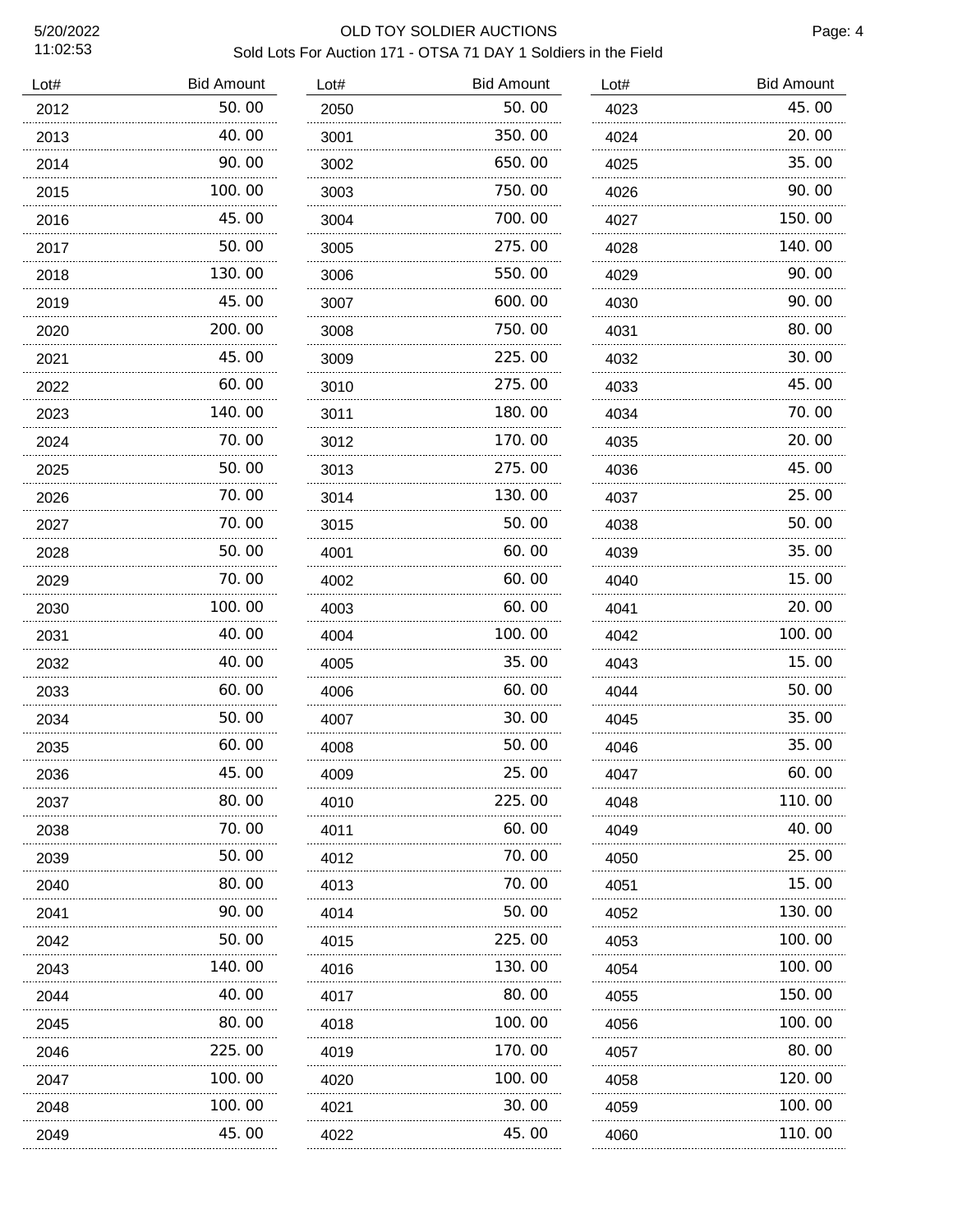# OLD TOY SOLDIER AUCTIONS

## Sold Lots For Auction 171 - OTSA 71 DAY 1 Soldiers in the Field

5/20/2022
11:02:53

| Lot# | Bid Amount |
|---|---|
| 2012 | 50.00 |
| 2013 | 40.00 |
| 2014 | 90.00 |
| 2015 | 100.00 |
| 2016 | 45.00 |
| 2017 | 50.00 |
| 2018 | 130.00 |
| 2019 | 45.00 |
| 2020 | 200.00 |
| 2021 | 45.00 |
| 2022 | 60.00 |
| 2023 | 140.00 |
| 2024 | 70.00 |
| 2025 | 50.00 |
| 2026 | 70.00 |
| 2027 | 70.00 |
| 2028 | 50.00 |
| 2029 | 70.00 |
| 2030 | 100.00 |
| 2031 | 40.00 |
| 2032 | 40.00 |
| 2033 | 60.00 |
| 2034 | 50.00 |
| 2035 | 60.00 |
| 2036 | 45.00 |
| 2037 | 80.00 |
| 2038 | 70.00 |
| 2039 | 50.00 |
| 2040 | 80.00 |
| 2041 | 90.00 |
| 2042 | 50.00 |
| 2043 | 140.00 |
| 2044 | 40.00 |
| 2045 | 80.00 |
| 2046 | 225.00 |
| 2047 | 100.00 |
| 2048 | 100.00 |
| 2049 | 45.00 |
| 2050 | 50.00 |
| 3001 | 350.00 |
| 3002 | 650.00 |
| 3003 | 750.00 |
| 3004 | 700.00 |
| 3005 | 275.00 |
| 3006 | 550.00 |
| 3007 | 600.00 |
| 3008 | 750.00 |
| 3009 | 225.00 |
| 3010 | 275.00 |
| 3011 | 180.00 |
| 3012 | 170.00 |
| 3013 | 275.00 |
| 3014 | 130.00 |
| 3015 | 50.00 |
| 4001 | 60.00 |
| 4002 | 60.00 |
| 4003 | 60.00 |
| 4004 | 100.00 |
| 4005 | 35.00 |
| 4006 | 60.00 |
| 4007 | 30.00 |
| 4008 | 50.00 |
| 4009 | 25.00 |
| 4010 | 225.00 |
| 4011 | 60.00 |
| 4012 | 70.00 |
| 4013 | 70.00 |
| 4014 | 50.00 |
| 4015 | 225.00 |
| 4016 | 130.00 |
| 4017 | 80.00 |
| 4018 | 100.00 |
| 4019 | 170.00 |
| 4020 | 100.00 |
| 4021 | 30.00 |
| 4022 | 45.00 |
| 4023 | 45.00 |
| 4024 | 20.00 |
| 4025 | 35.00 |
| 4026 | 90.00 |
| 4027 | 150.00 |
| 4028 | 140.00 |
| 4029 | 90.00 |
| 4030 | 90.00 |
| 4031 | 80.00 |
| 4032 | 30.00 |
| 4033 | 45.00 |
| 4034 | 70.00 |
| 4035 | 20.00 |
| 4036 | 45.00 |
| 4037 | 25.00 |
| 4038 | 50.00 |
| 4039 | 35.00 |
| 4040 | 15.00 |
| 4041 | 20.00 |
| 4042 | 100.00 |
| 4043 | 15.00 |
| 4044 | 50.00 |
| 4045 | 35.00 |
| 4046 | 35.00 |
| 4047 | 60.00 |
| 4048 | 110.00 |
| 4049 | 40.00 |
| 4050 | 25.00 |
| 4051 | 15.00 |
| 4052 | 130.00 |
| 4053 | 100.00 |
| 4054 | 100.00 |
| 4055 | 150.00 |
| 4056 | 100.00 |
| 4057 | 80.00 |
| 4058 | 120.00 |
| 4059 | 100.00 |
| 4060 | 110.00 |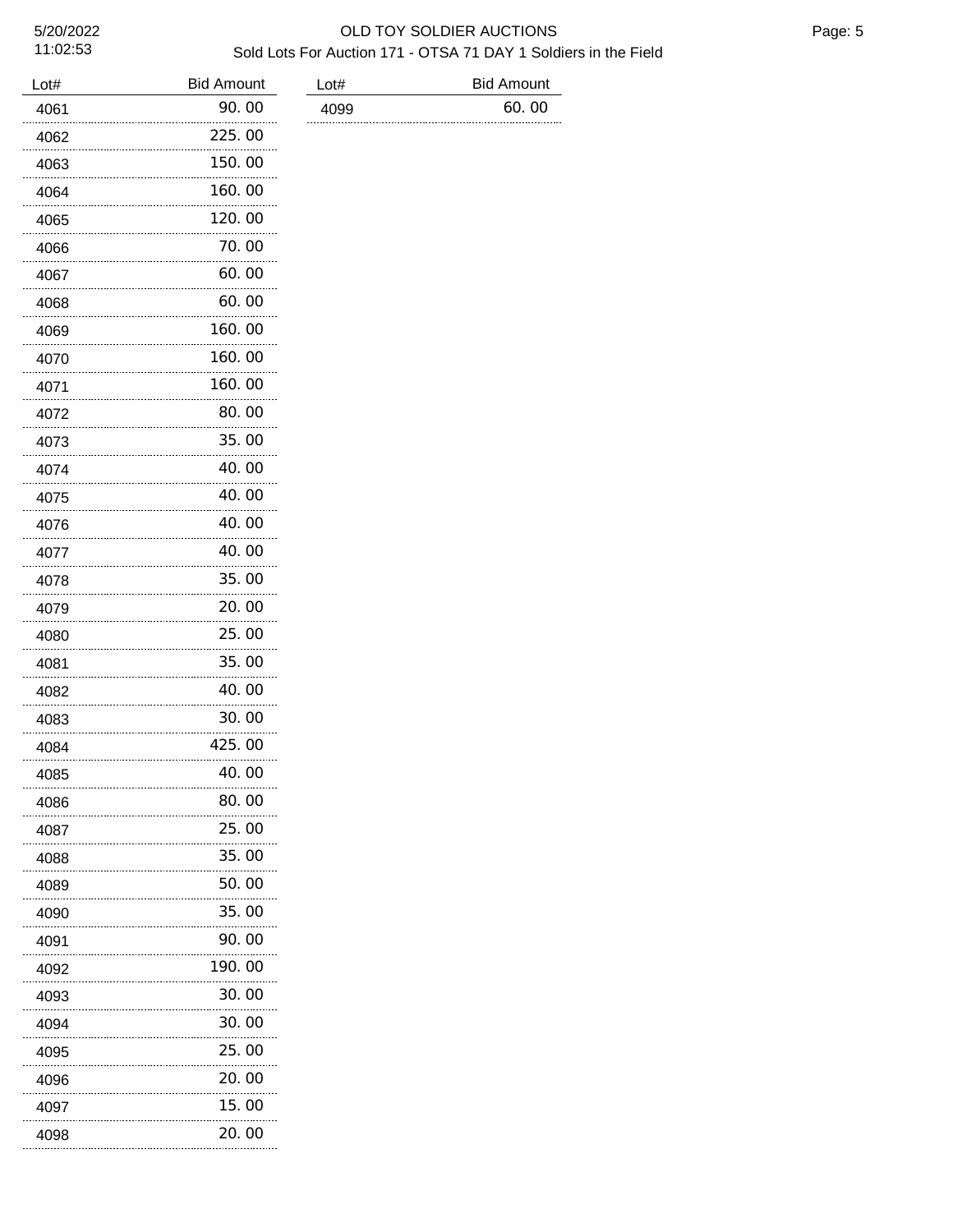| Lot# | Bid Amount |
|---|---|
| 4061 | 90.00 |
| 4062 | 225.00 |
| 4063 | 150.00 |
| 4064 | 160.00 |
| 4065 | 120.00 |
| 4066 | 70.00 |
| 4067 | 60.00 |
| 4068 | 60.00 |
| 4069 | 160.00 |
| 4070 | 160.00 |
| 4071 | 160.00 |
| 4072 | 80.00 |
| 4073 | 35.00 |
| 4074 | 40.00 |
| 4075 | 40.00 |
| 4076 | 40.00 |
| 4077 | 40.00 |
| 4078 | 35.00 |
| 4079 | 20.00 |
| 4080 | 25.00 |
| 4081 | 35.00 |
| 4082 | 40.00 |
| 4083 | 30.00 |
| 4084 | 425.00 |
| 4085 | 40.00 |
| 4086 | 80.00 |
| 4087 | 25.00 |
| 4088 | 35.00 |
| 4089 | 50.00 |
| 4090 | 35.00 |
| 4091 | 90.00 |
| 4092 | 190.00 |
| 4093 | 30.00 |
| 4094 | 30.00 |
| 4095 | 25.00 |
| 4096 | 20.00 |
| 4097 | 15.00 |
| 4098 | 20.00 |
| 4099 | 60.00 |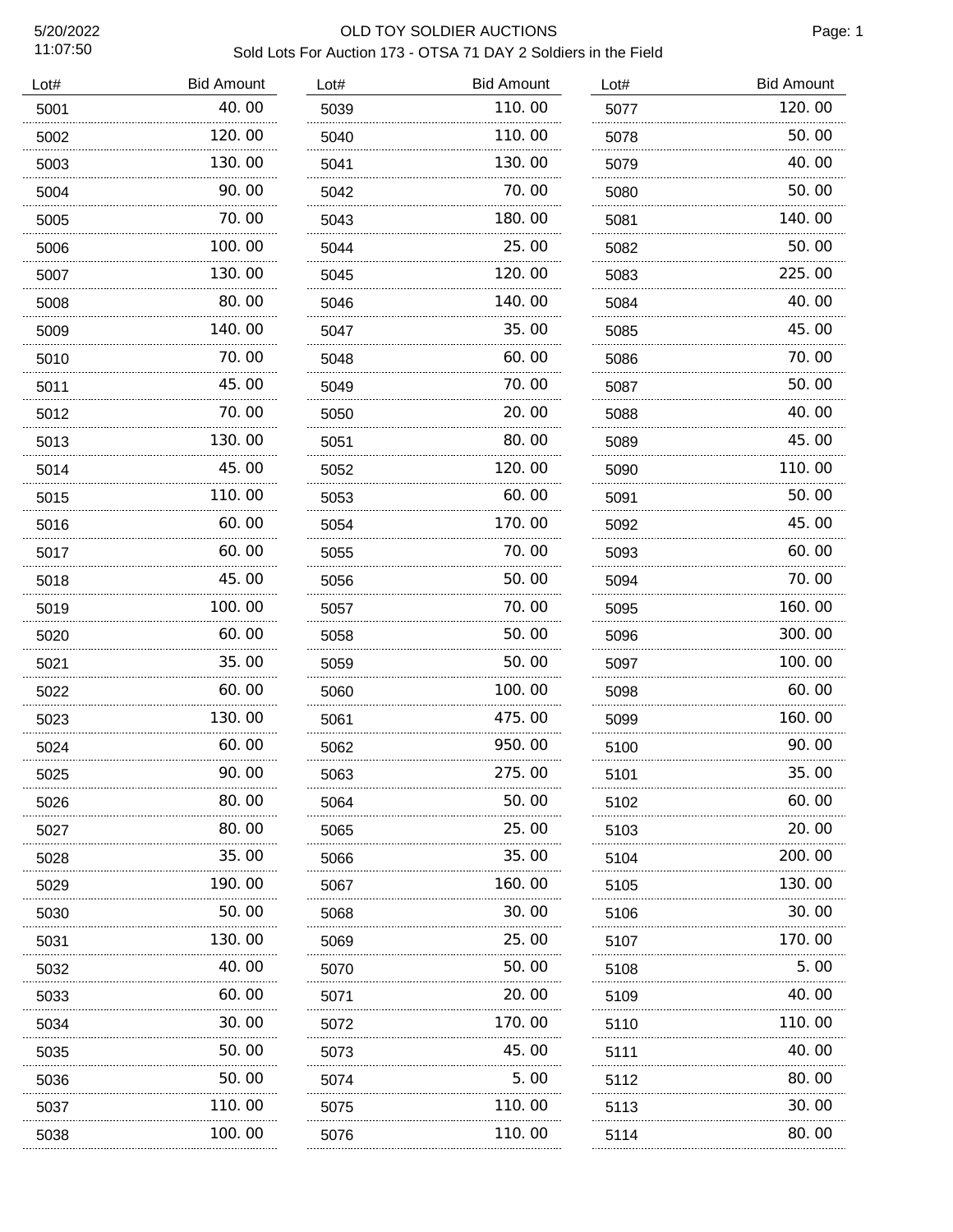OLD TOY SOLDIER AUCTIONS

Sold Lots For Auction 173 - OTSA 71 DAY 2 Soldiers in the Field

| Lot# | Bid Amount |
|---|---|
| 5001 | 40.00 |
| 5002 | 120.00 |
| 5003 | 130.00 |
| 5004 | 90.00 |
| 5005 | 70.00 |
| 5006 | 100.00 |
| 5007 | 130.00 |
| 5008 | 80.00 |
| 5009 | 140.00 |
| 5010 | 70.00 |
| 5011 | 45.00 |
| 5012 | 70.00 |
| 5013 | 130.00 |
| 5014 | 45.00 |
| 5015 | 110.00 |
| 5016 | 60.00 |
| 5017 | 60.00 |
| 5018 | 45.00 |
| 5019 | 100.00 |
| 5020 | 60.00 |
| 5021 | 35.00 |
| 5022 | 60.00 |
| 5023 | 130.00 |
| 5024 | 60.00 |
| 5025 | 90.00 |
| 5026 | 80.00 |
| 5027 | 80.00 |
| 5028 | 35.00 |
| 5029 | 190.00 |
| 5030 | 50.00 |
| 5031 | 130.00 |
| 5032 | 40.00 |
| 5033 | 60.00 |
| 5034 | 30.00 |
| 5035 | 50.00 |
| 5036 | 50.00 |
| 5037 | 110.00 |
| 5038 | 100.00 |
| 5039 | 110.00 |
| 5040 | 110.00 |
| 5041 | 130.00 |
| 5042 | 70.00 |
| 5043 | 180.00 |
| 5044 | 25.00 |
| 5045 | 120.00 |
| 5046 | 140.00 |
| 5047 | 35.00 |
| 5048 | 60.00 |
| 5049 | 70.00 |
| 5050 | 20.00 |
| 5051 | 80.00 |
| 5052 | 120.00 |
| 5053 | 60.00 |
| 5054 | 170.00 |
| 5055 | 70.00 |
| 5056 | 50.00 |
| 5057 | 70.00 |
| 5058 | 50.00 |
| 5059 | 50.00 |
| 5060 | 100.00 |
| 5061 | 475.00 |
| 5062 | 950.00 |
| 5063 | 275.00 |
| 5064 | 50.00 |
| 5065 | 25.00 |
| 5066 | 35.00 |
| 5067 | 160.00 |
| 5068 | 30.00 |
| 5069 | 25.00 |
| 5070 | 50.00 |
| 5071 | 20.00 |
| 5072 | 170.00 |
| 5073 | 45.00 |
| 5074 | 5.00 |
| 5075 | 110.00 |
| 5076 | 110.00 |
| 5077 | 120.00 |
| 5078 | 50.00 |
| 5079 | 40.00 |
| 5080 | 50.00 |
| 5081 | 140.00 |
| 5082 | 50.00 |
| 5083 | 225.00 |
| 5084 | 40.00 |
| 5085 | 45.00 |
| 5086 | 70.00 |
| 5087 | 50.00 |
| 5088 | 40.00 |
| 5089 | 45.00 |
| 5090 | 110.00 |
| 5091 | 50.00 |
| 5092 | 45.00 |
| 5093 | 60.00 |
| 5094 | 70.00 |
| 5095 | 160.00 |
| 5096 | 300.00 |
| 5097 | 100.00 |
| 5098 | 60.00 |
| 5099 | 160.00 |
| 5100 | 90.00 |
| 5101 | 35.00 |
| 5102 | 60.00 |
| 5103 | 20.00 |
| 5104 | 200.00 |
| 5105 | 130.00 |
| 5106 | 30.00 |
| 5107 | 170.00 |
| 5108 | 5.00 |
| 5109 | 40.00 |
| 5110 | 110.00 |
| 5111 | 40.00 |
| 5112 | 80.00 |
| 5113 | 30.00 |
| 5114 | 80.00 |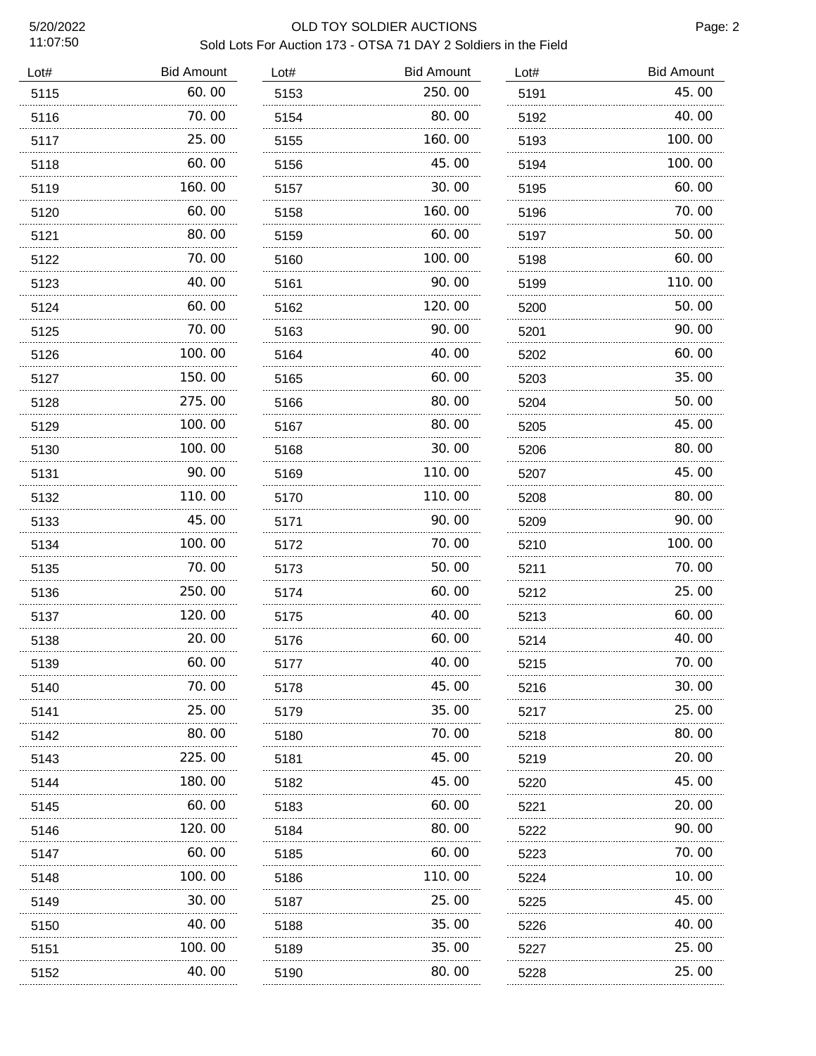# OLD TOY SOLDIER AUCTIONS

Sold Lots For Auction 173 - OTSA 71 DAY 2 Soldiers in the Field

| Lot# | Bid Amount |
|---|---|
| 5115 | 60.00 |
| 5116 | 70.00 |
| 5117 | 25.00 |
| 5118 | 60.00 |
| 5119 | 160.00 |
| 5120 | 60.00 |
| 5121 | 80.00 |
| 5122 | 70.00 |
| 5123 | 40.00 |
| 5124 | 60.00 |
| 5125 | 70.00 |
| 5126 | 100.00 |
| 5127 | 150.00 |
| 5128 | 275.00 |
| 5129 | 100.00 |
| 5130 | 100.00 |
| 5131 | 90.00 |
| 5132 | 110.00 |
| 5133 | 45.00 |
| 5134 | 100.00 |
| 5135 | 70.00 |
| 5136 | 250.00 |
| 5137 | 120.00 |
| 5138 | 20.00 |
| 5139 | 60.00 |
| 5140 | 70.00 |
| 5141 | 25.00 |
| 5142 | 80.00 |
| 5143 | 225.00 |
| 5144 | 180.00 |
| 5145 | 60.00 |
| 5146 | 120.00 |
| 5147 | 60.00 |
| 5148 | 100.00 |
| 5149 | 30.00 |
| 5150 | 40.00 |
| 5151 | 100.00 |
| 5152 | 40.00 |
| 5153 | 250.00 |
| 5154 | 80.00 |
| 5155 | 160.00 |
| 5156 | 45.00 |
| 5157 | 30.00 |
| 5158 | 160.00 |
| 5159 | 60.00 |
| 5160 | 100.00 |
| 5161 | 90.00 |
| 5162 | 120.00 |
| 5163 | 90.00 |
| 5164 | 40.00 |
| 5165 | 60.00 |
| 5166 | 80.00 |
| 5167 | 80.00 |
| 5168 | 30.00 |
| 5169 | 110.00 |
| 5170 | 110.00 |
| 5171 | 90.00 |
| 5172 | 70.00 |
| 5173 | 50.00 |
| 5174 | 60.00 |
| 5175 | 40.00 |
| 5176 | 60.00 |
| 5177 | 40.00 |
| 5178 | 45.00 |
| 5179 | 35.00 |
| 5180 | 70.00 |
| 5181 | 45.00 |
| 5182 | 45.00 |
| 5183 | 60.00 |
| 5184 | 80.00 |
| 5185 | 60.00 |
| 5186 | 110.00 |
| 5187 | 25.00 |
| 5188 | 35.00 |
| 5189 | 35.00 |
| 5190 | 80.00 |
| 5191 | 45.00 |
| 5192 | 40.00 |
| 5193 | 100.00 |
| 5194 | 100.00 |
| 5195 | 60.00 |
| 5196 | 70.00 |
| 5197 | 50.00 |
| 5198 | 60.00 |
| 5199 | 110.00 |
| 5200 | 50.00 |
| 5201 | 90.00 |
| 5202 | 60.00 |
| 5203 | 35.00 |
| 5204 | 50.00 |
| 5205 | 45.00 |
| 5206 | 80.00 |
| 5207 | 45.00 |
| 5208 | 80.00 |
| 5209 | 90.00 |
| 5210 | 100.00 |
| 5211 | 70.00 |
| 5212 | 25.00 |
| 5213 | 60.00 |
| 5214 | 40.00 |
| 5215 | 70.00 |
| 5216 | 30.00 |
| 5217 | 25.00 |
| 5218 | 80.00 |
| 5219 | 20.00 |
| 5220 | 45.00 |
| 5221 | 20.00 |
| 5222 | 90.00 |
| 5223 | 70.00 |
| 5224 | 10.00 |
| 5225 | 45.00 |
| 5226 | 40.00 |
| 5227 | 25.00 |
| 5228 | 25.00 |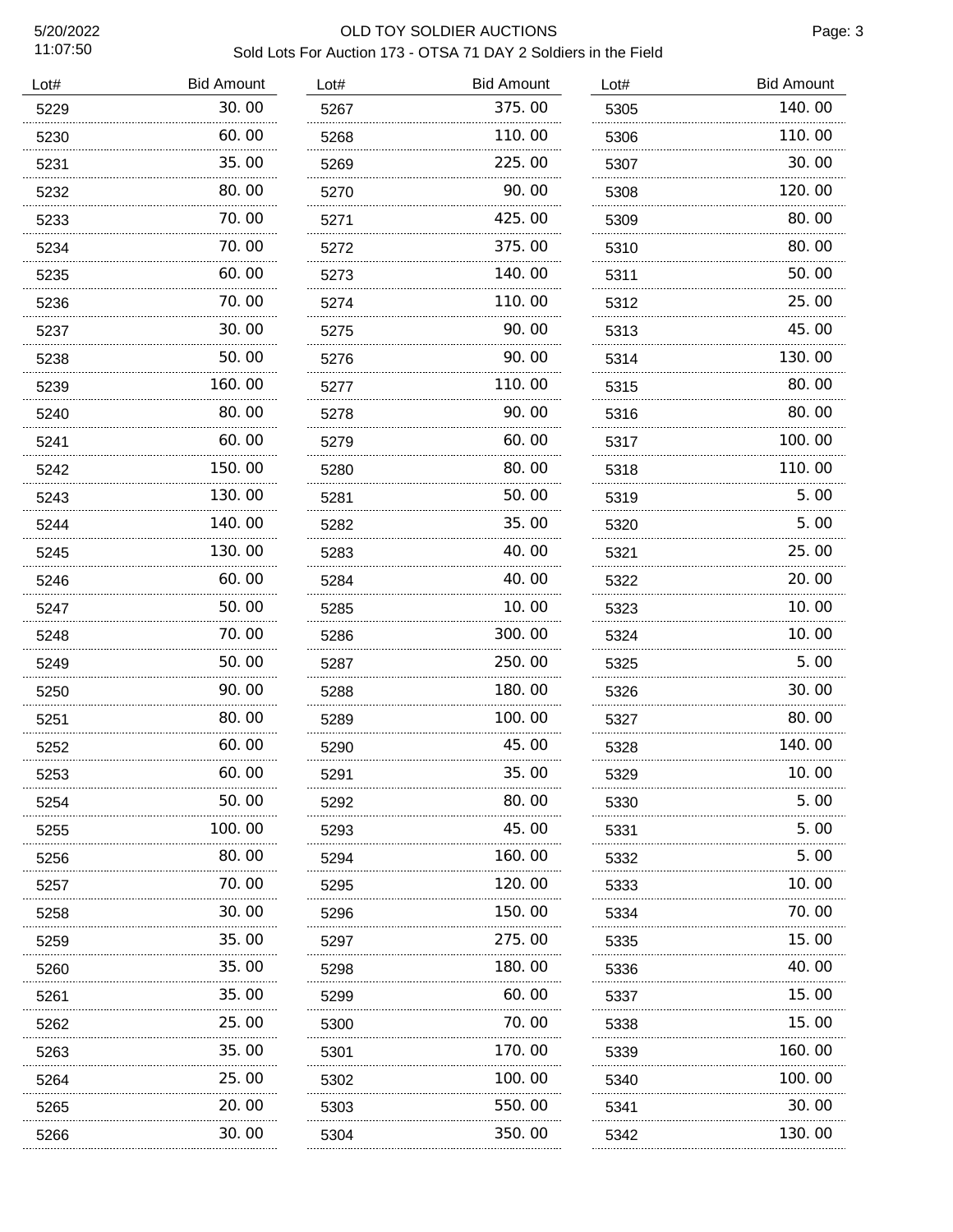# OLD TOY SOLDIER AUCTIONS

## Sold Lots For Auction 173 - OTSA 71 DAY 2 Soldiers in the Field

| Lot# | Bid Amount | Lot# | Bid Amount | Lot# | Bid Amount |
|---|---|---|---|---|---|
| 5229 | 30.00 | 5267 | 375.00 | 5305 | 140.00 |
| 5230 | 60.00 | 5268 | 110.00 | 5306 | 110.00 |
| 5231 | 35.00 | 5269 | 225.00 | 5307 | 30.00 |
| 5232 | 80.00 | 5270 | 90.00 | 5308 | 120.00 |
| 5233 | 70.00 | 5271 | 425.00 | 5309 | 80.00 |
| 5234 | 70.00 | 5272 | 375.00 | 5310 | 80.00 |
| 5235 | 60.00 | 5273 | 140.00 | 5311 | 50.00 |
| 5236 | 70.00 | 5274 | 110.00 | 5312 | 25.00 |
| 5237 | 30.00 | 5275 | 90.00 | 5313 | 45.00 |
| 5238 | 50.00 | 5276 | 90.00 | 5314 | 130.00 |
| 5239 | 160.00 | 5277 | 110.00 | 5315 | 80.00 |
| 5240 | 80.00 | 5278 | 90.00 | 5316 | 80.00 |
| 5241 | 60.00 | 5279 | 60.00 | 5317 | 100.00 |
| 5242 | 150.00 | 5280 | 80.00 | 5318 | 110.00 |
| 5243 | 130.00 | 5281 | 50.00 | 5319 | 5.00 |
| 5244 | 140.00 | 5282 | 35.00 | 5320 | 5.00 |
| 5245 | 130.00 | 5283 | 40.00 | 5321 | 25.00 |
| 5246 | 60.00 | 5284 | 40.00 | 5322 | 20.00 |
| 5247 | 50.00 | 5285 | 10.00 | 5323 | 10.00 |
| 5248 | 70.00 | 5286 | 300.00 | 5324 | 10.00 |
| 5249 | 50.00 | 5287 | 250.00 | 5325 | 5.00 |
| 5250 | 90.00 | 5288 | 180.00 | 5326 | 30.00 |
| 5251 | 80.00 | 5289 | 100.00 | 5327 | 80.00 |
| 5252 | 60.00 | 5290 | 45.00 | 5328 | 140.00 |
| 5253 | 60.00 | 5291 | 35.00 | 5329 | 10.00 |
| 5254 | 50.00 | 5292 | 80.00 | 5330 | 5.00 |
| 5255 | 100.00 | 5293 | 45.00 | 5331 | 5.00 |
| 5256 | 80.00 | 5294 | 160.00 | 5332 | 5.00 |
| 5257 | 70.00 | 5295 | 120.00 | 5333 | 10.00 |
| 5258 | 30.00 | 5296 | 150.00 | 5334 | 70.00 |
| 5259 | 35.00 | 5297 | 275.00 | 5335 | 15.00 |
| 5260 | 35.00 | 5298 | 180.00 | 5336 | 40.00 |
| 5261 | 35.00 | 5299 | 60.00 | 5337 | 15.00 |
| 5262 | 25.00 | 5300 | 70.00 | 5338 | 15.00 |
| 5263 | 35.00 | 5301 | 170.00 | 5339 | 160.00 |
| 5264 | 25.00 | 5302 | 100.00 | 5340 | 100.00 |
| 5265 | 20.00 | 5303 | 550.00 | 5341 | 30.00 |
| 5266 | 30.00 | 5304 | 350.00 | 5342 | 130.00 |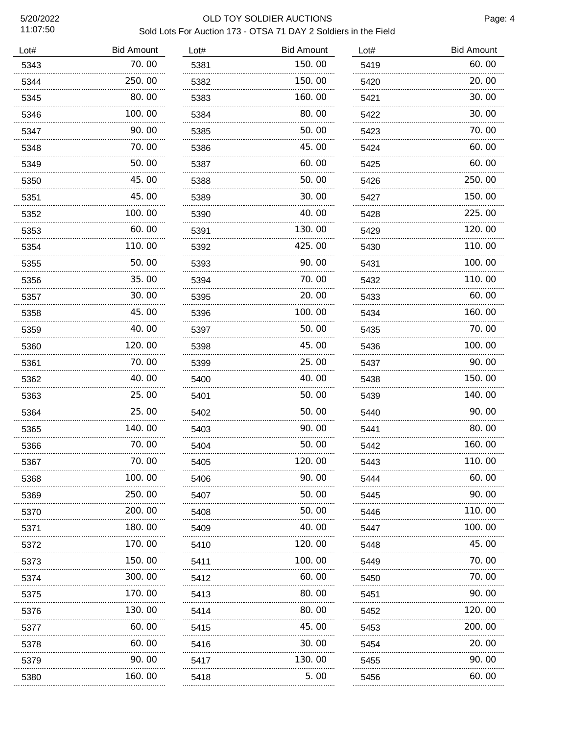# OLD TOY SOLDIER AUCTIONS

Sold Lots For Auction 173 - OTSA 71 DAY 2 Soldiers in the Field

| Lot# | Bid Amount |
|---|---|
| 5343 | 70.00 |
| 5344 | 250.00 |
| 5345 | 80.00 |
| 5346 | 100.00 |
| 5347 | 90.00 |
| 5348 | 70.00 |
| 5349 | 50.00 |
| 5350 | 45.00 |
| 5351 | 45.00 |
| 5352 | 100.00 |
| 5353 | 60.00 |
| 5354 | 110.00 |
| 5355 | 50.00 |
| 5356 | 35.00 |
| 5357 | 30.00 |
| 5358 | 45.00 |
| 5359 | 40.00 |
| 5360 | 120.00 |
| 5361 | 70.00 |
| 5362 | 40.00 |
| 5363 | 25.00 |
| 5364 | 25.00 |
| 5365 | 140.00 |
| 5366 | 70.00 |
| 5367 | 70.00 |
| 5368 | 100.00 |
| 5369 | 250.00 |
| 5370 | 200.00 |
| 5371 | 180.00 |
| 5372 | 170.00 |
| 5373 | 150.00 |
| 5374 | 300.00 |
| 5375 | 170.00 |
| 5376 | 130.00 |
| 5377 | 60.00 |
| 5378 | 60.00 |
| 5379 | 90.00 |
| 5380 | 160.00 |
| 5381 | 150.00 |
| 5382 | 150.00 |
| 5383 | 160.00 |
| 5384 | 80.00 |
| 5385 | 50.00 |
| 5386 | 45.00 |
| 5387 | 60.00 |
| 5388 | 50.00 |
| 5389 | 30.00 |
| 5390 | 40.00 |
| 5391 | 130.00 |
| 5392 | 425.00 |
| 5393 | 90.00 |
| 5394 | 70.00 |
| 5395 | 20.00 |
| 5396 | 100.00 |
| 5397 | 50.00 |
| 5398 | 45.00 |
| 5399 | 25.00 |
| 5400 | 40.00 |
| 5401 | 50.00 |
| 5402 | 50.00 |
| 5403 | 90.00 |
| 5404 | 50.00 |
| 5405 | 120.00 |
| 5406 | 90.00 |
| 5407 | 50.00 |
| 5408 | 50.00 |
| 5409 | 40.00 |
| 5410 | 120.00 |
| 5411 | 100.00 |
| 5412 | 60.00 |
| 5413 | 80.00 |
| 5414 | 80.00 |
| 5415 | 45.00 |
| 5416 | 30.00 |
| 5417 | 130.00 |
| 5418 | 5.00 |
| 5419 | 60.00 |
| 5420 | 20.00 |
| 5421 | 30.00 |
| 5422 | 30.00 |
| 5423 | 70.00 |
| 5424 | 60.00 |
| 5425 | 60.00 |
| 5426 | 250.00 |
| 5427 | 150.00 |
| 5428 | 225.00 |
| 5429 | 120.00 |
| 5430 | 110.00 |
| 5431 | 100.00 |
| 5432 | 110.00 |
| 5433 | 60.00 |
| 5434 | 160.00 |
| 5435 | 70.00 |
| 5436 | 100.00 |
| 5437 | 90.00 |
| 5438 | 150.00 |
| 5439 | 140.00 |
| 5440 | 90.00 |
| 5441 | 80.00 |
| 5442 | 160.00 |
| 5443 | 110.00 |
| 5444 | 60.00 |
| 5445 | 90.00 |
| 5446 | 110.00 |
| 5447 | 100.00 |
| 5448 | 45.00 |
| 5449 | 70.00 |
| 5450 | 70.00 |
| 5451 | 90.00 |
| 5452 | 120.00 |
| 5453 | 200.00 |
| 5454 | 20.00 |
| 5455 | 90.00 |
| 5456 | 60.00 |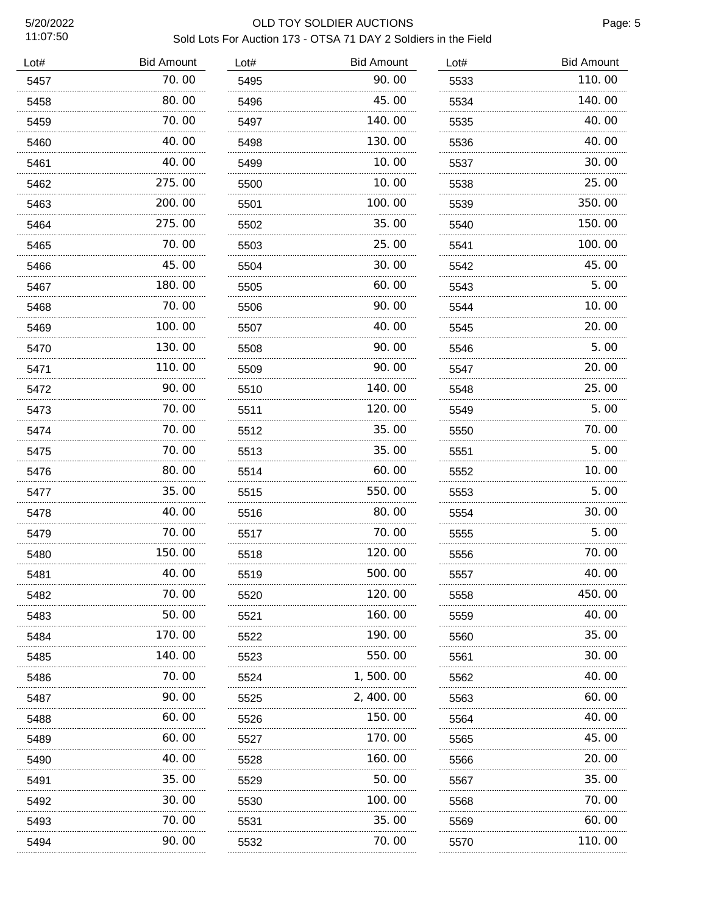# OLD TOY SOLDIER AUCTIONS

Sold Lots For Auction 173 - OTSA 71 DAY 2 Soldiers in the Field

| Lot# | Bid Amount | Lot# | Bid Amount | Lot# | Bid Amount |
|---|---|---|---|---|---|
| 5457 | 70.00 | 5495 | 90.00 | 5533 | 110.00 |
| 5458 | 80.00 | 5496 | 45.00 | 5534 | 140.00 |
| 5459 | 70.00 | 5497 | 140.00 | 5535 | 40.00 |
| 5460 | 40.00 | 5498 | 130.00 | 5536 | 40.00 |
| 5461 | 40.00 | 5499 | 10.00 | 5537 | 30.00 |
| 5462 | 275.00 | 5500 | 10.00 | 5538 | 25.00 |
| 5463 | 200.00 | 5501 | 100.00 | 5539 | 350.00 |
| 5464 | 275.00 | 5502 | 35.00 | 5540 | 150.00 |
| 5465 | 70.00 | 5503 | 25.00 | 5541 | 100.00 |
| 5466 | 45.00 | 5504 | 30.00 | 5542 | 45.00 |
| 5467 | 180.00 | 5505 | 60.00 | 5543 | 5.00 |
| 5468 | 70.00 | 5506 | 90.00 | 5544 | 10.00 |
| 5469 | 100.00 | 5507 | 40.00 | 5545 | 20.00 |
| 5470 | 130.00 | 5508 | 90.00 | 5546 | 5.00 |
| 5471 | 110.00 | 5509 | 90.00 | 5547 | 20.00 |
| 5472 | 90.00 | 5510 | 140.00 | 5548 | 25.00 |
| 5473 | 70.00 | 5511 | 120.00 | 5549 | 5.00 |
| 5474 | 70.00 | 5512 | 35.00 | 5550 | 70.00 |
| 5475 | 70.00 | 5513 | 35.00 | 5551 | 5.00 |
| 5476 | 80.00 | 5514 | 60.00 | 5552 | 10.00 |
| 5477 | 35.00 | 5515 | 550.00 | 5553 | 5.00 |
| 5478 | 40.00 | 5516 | 80.00 | 5554 | 30.00 |
| 5479 | 70.00 | 5517 | 70.00 | 5555 | 5.00 |
| 5480 | 150.00 | 5518 | 120.00 | 5556 | 70.00 |
| 5481 | 40.00 | 5519 | 500.00 | 5557 | 40.00 |
| 5482 | 70.00 | 5520 | 120.00 | 5558 | 450.00 |
| 5483 | 50.00 | 5521 | 160.00 | 5559 | 40.00 |
| 5484 | 170.00 | 5522 | 190.00 | 5560 | 35.00 |
| 5485 | 140.00 | 5523 | 550.00 | 5561 | 30.00 |
| 5486 | 70.00 | 5524 | 1,500.00 | 5562 | 40.00 |
| 5487 | 90.00 | 5525 | 2,400.00 | 5563 | 60.00 |
| 5488 | 60.00 | 5526 | 150.00 | 5564 | 40.00 |
| 5489 | 60.00 | 5527 | 170.00 | 5565 | 45.00 |
| 5490 | 40.00 | 5528 | 160.00 | 5566 | 20.00 |
| 5491 | 35.00 | 5529 | 50.00 | 5567 | 35.00 |
| 5492 | 30.00 | 5530 | 100.00 | 5568 | 70.00 |
| 5493 | 70.00 | 5531 | 35.00 | 5569 | 60.00 |
| 5494 | 90.00 | 5532 | 70.00 | 5570 | 110.00 |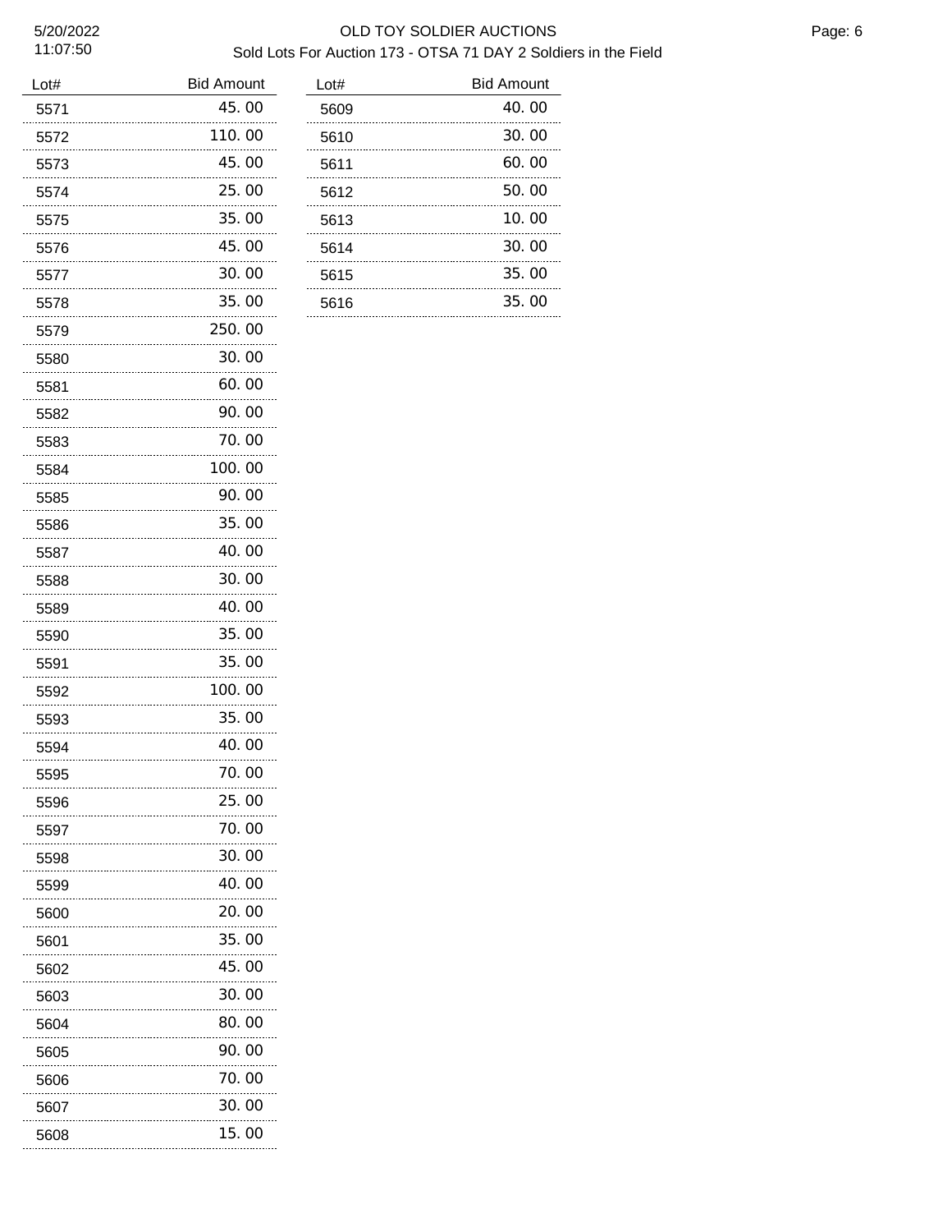5/20/2022
11:07:50

OLD TOY SOLDIER AUCTIONS
Sold Lots For Auction 173 - OTSA 71 DAY 2 Soldiers in the Field

| Lot# | Bid Amount |
|---|---|
| 5571 | 45.00 |
| 5572 | 110.00 |
| 5573 | 45.00 |
| 5574 | 25.00 |
| 5575 | 35.00 |
| 5576 | 45.00 |
| 5577 | 30.00 |
| 5578 | 35.00 |
| 5579 | 250.00 |
| 5580 | 30.00 |
| 5581 | 60.00 |
| 5582 | 90.00 |
| 5583 | 70.00 |
| 5584 | 100.00 |
| 5585 | 90.00 |
| 5586 | 35.00 |
| 5587 | 40.00 |
| 5588 | 30.00 |
| 5589 | 40.00 |
| 5590 | 35.00 |
| 5591 | 35.00 |
| 5592 | 100.00 |
| 5593 | 35.00 |
| 5594 | 40.00 |
| 5595 | 70.00 |
| 5596 | 25.00 |
| 5597 | 70.00 |
| 5598 | 30.00 |
| 5599 | 40.00 |
| 5600 | 20.00 |
| 5601 | 35.00 |
| 5602 | 45.00 |
| 5603 | 30.00 |
| 5604 | 80.00 |
| 5605 | 90.00 |
| 5606 | 70.00 |
| 5607 | 30.00 |
| 5608 | 15.00 |
| 5609 | 40.00 |
| 5610 | 30.00 |
| 5611 | 60.00 |
| 5612 | 50.00 |
| 5613 | 10.00 |
| 5614 | 30.00 |
| 5615 | 35.00 |
| 5616 | 35.00 |